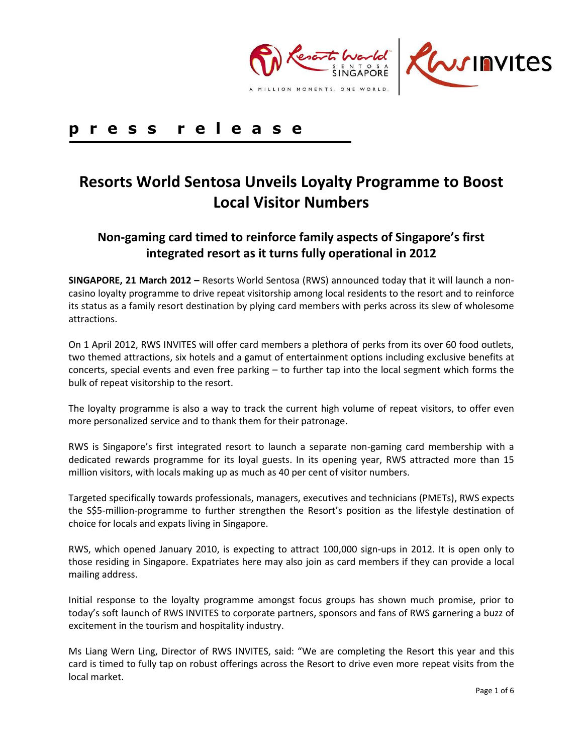**p r e s s r e l e a s e**

# Resorts World Sentosa Unveils Loyalty Programme to Boost Local Visitor Numbers

## Non-gaming card timed to reinforce family aspects of Singapore's first integrated resort as it turns fully operational in 2012

**SINGAPORE, 21 March 2012 –** Resorts World Sentosa (RWS) announced today that it will launch a non-casino loyalty programme to drive repeat visitorship among local residents to the resort and to reinforce its status as a family resort destination by plying card members with perks across its slew of wholesome attractions.

On 1 April 2012, RWS INVITES will offer card members a plethora of perks from its over 60 food outlets, two themed attractions, six hotels and a gamut of entertainment options including exclusive benefits at concerts, special events and even free parking – to further tap into the local segment which forms the bulk of repeat visitorship to the resort.

The loyalty programme is also a way to track the current high volume of repeat visitors, to offer even more personalized service and to thank them for their patronage.

RWS is Singapore's first integrated resort to launch a separate non-gaming card membership with a dedicated rewards programme for its loyal guests. In its opening year, RWS attracted more than 15 million visitors, with locals making up as much as 40 per cent of visitor numbers.

Targeted specifically towards professionals, managers, executives and technicians (PMETs), RWS expects the S$5-million-programme to further strengthen the Resort's position as the lifestyle destination of choice for locals and expats living in Singapore.

RWS, which opened January 2010, is expecting to attract 100,000 sign-ups in 2012. It is open only to those residing in Singapore. Expatriates here may also join as card members if they can provide a local mailing address.

Initial response to the loyalty programme amongst focus groups has shown much promise, prior to today's soft launch of RWS INVITES to corporate partners, sponsors and fans of RWS garnering a buzz of excitement in the tourism and hospitality industry.

Ms Liang Wern Ling, Director of RWS INVITES, said: "We are completing the Resort this year and this card is timed to fully tap on robust offerings across the Resort to drive even more repeat visits from the local market.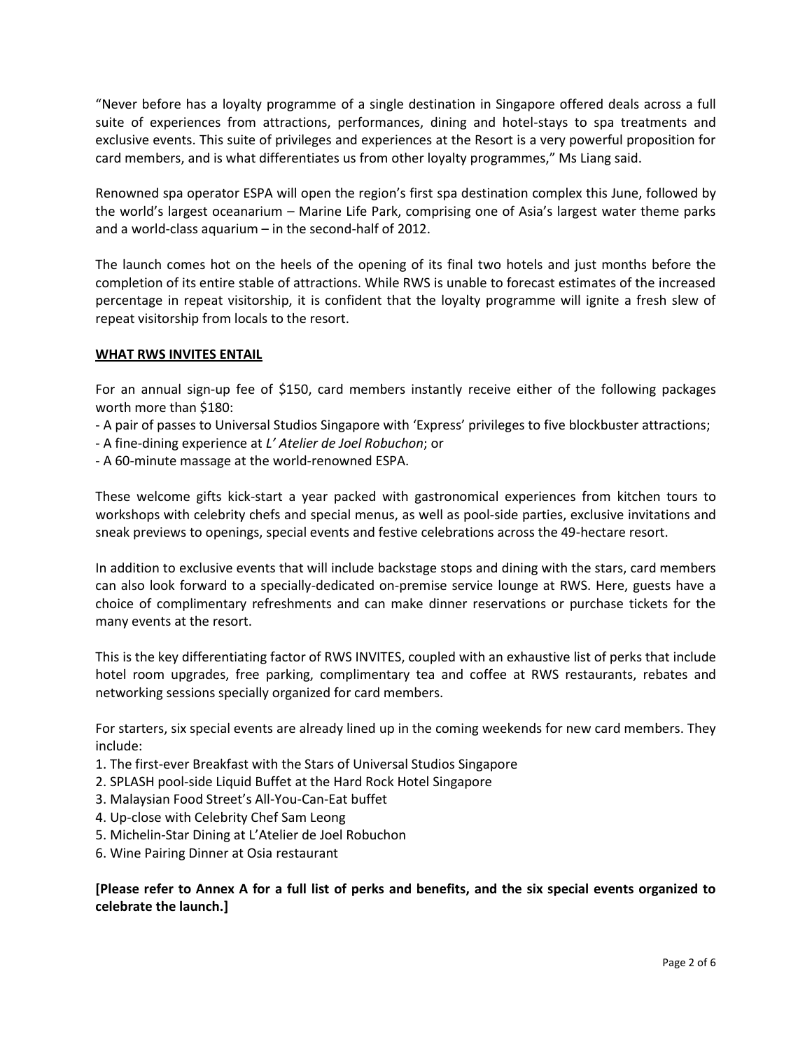"Never before has a loyalty programme of a single destination in Singapore offered deals across a full suite of experiences from attractions, performances, dining and hotel-stays to spa treatments and exclusive events. This suite of privileges and experiences at the Resort is a very powerful proposition for card members, and is what differentiates us from other loyalty programmes," Ms Liang said.

Renowned spa operator ESPA will open the region's first spa destination complex this June, followed by the world's largest oceanarium – Marine Life Park, comprising one of Asia's largest water theme parks and a world-class aquarium – in the second-half of 2012.

The launch comes hot on the heels of the opening of its final two hotels and just months before the completion of its entire stable of attractions. While RWS is unable to forecast estimates of the increased percentage in repeat visitorship, it is confident that the loyalty programme will ignite a fresh slew of repeat visitorship from locals to the resort.

**<u>WHAT RWS INVITES ENTAIL</u>**

For an annual sign-up fee of $150, card members instantly receive either of the following packages worth more than $180:

- A pair of passes to Universal Studios Singapore with 'Express' privileges to five blockbuster attractions;
- A fine-dining experience at *L' Atelier de Joel Robuchon*; or
- A 60-minute massage at the world-renowned ESPA.

These welcome gifts kick-start a year packed with gastronomical experiences from kitchen tours to workshops with celebrity chefs and special menus, as well as pool-side parties, exclusive invitations and sneak previews to openings, special events and festive celebrations across the 49-hectare resort.

In addition to exclusive events that will include backstage stops and dining with the stars, card members can also look forward to a specially-dedicated on-premise service lounge at RWS. Here, guests have a choice of complimentary refreshments and can make dinner reservations or purchase tickets for the many events at the resort.

This is the key differentiating factor of RWS INVITES, coupled with an exhaustive list of perks that include hotel room upgrades, free parking, complimentary tea and coffee at RWS restaurants, rebates and networking sessions specially organized for card members.

For starters, six special events are already lined up in the coming weekends for new card members. They include:

1. The first-ever Breakfast with the Stars of Universal Studios Singapore
2. SPLASH pool-side Liquid Buffet at the Hard Rock Hotel Singapore
3. Malaysian Food Street's All-You-Can-Eat buffet
4. Up-close with Celebrity Chef Sam Leong
5. Michelin-Star Dining at L'Atelier de Joel Robuchon
6. Wine Pairing Dinner at Osia restaurant

**[Please refer to Annex A for a full list of perks and benefits, and the six special events organized to celebrate the launch.]**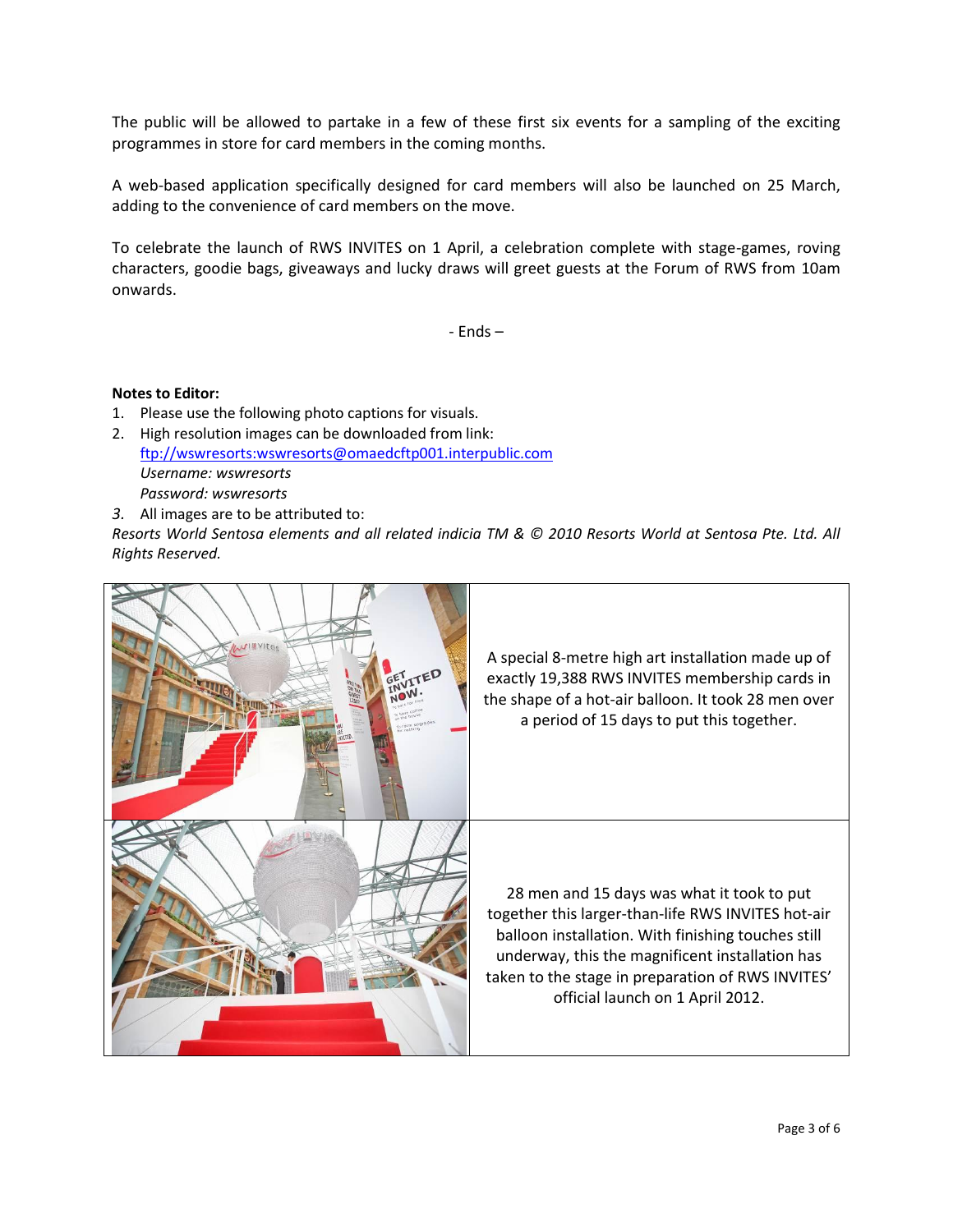The public will be allowed to partake in a few of these first six events for a sampling of the exciting programmes in store for card members in the coming months.

A web-based application specifically designed for card members will also be launched on 25 March, adding to the convenience of card members on the move.

To celebrate the launch of RWS INVITES on 1 April, a celebration complete with stage-games, roving characters, goodie bags, giveaways and lucky draws will greet guests at the Forum of RWS from 10am onwards.

- Ends –

**Notes to Editor:**

1. Please use the following photo captions for visuals.
2. High resolution images can be downloaded from link: ftp://wswresorts:wswresorts@omaedcftp001.interpublic.com
   *Username: wswresorts*
   *Password: wswresorts*
3. All images are to be attributed to:

*Resorts World Sentosa elements and all related indicia TM & © 2010 Resorts World at Sentosa Pte. Ltd. All Rights Reserved.*

| | |
|---|---|
| | A special 8-metre high art installation made up of exactly 19,388 RWS INVITES membership cards in the shape of a hot-air balloon. It took 28 men over a period of 15 days to put this together. |
| | 28 men and 15 days was what it took to put together this larger-than-life RWS INVITES hot-air balloon installation. With finishing touches still underway, this the magnificent installation has taken to the stage in preparation of RWS INVITES' official launch on 1 April 2012. |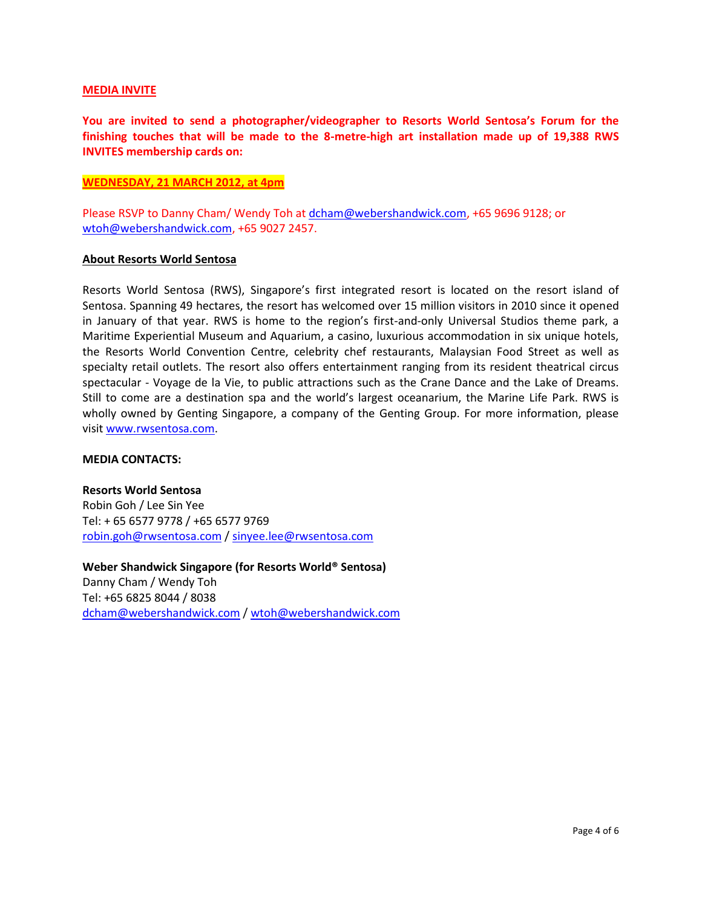**MEDIA INVITE**

**You are invited to send a photographer/videographer to Resorts World Sentosa's Forum for the finishing touches that will be made to the 8-metre-high art installation made up of 19,388 RWS INVITES membership cards on:**

**WEDNESDAY, 21 MARCH 2012, at 4pm**

Please RSVP to Danny Cham/ Wendy Toh at dcham@webershandwick.com, +65 9696 9128; or wtoh@webershandwick.com, +65 9027 2457.

**About Resorts World Sentosa**

Resorts World Sentosa (RWS), Singapore's first integrated resort is located on the resort island of Sentosa. Spanning 49 hectares, the resort has welcomed over 15 million visitors in 2010 since it opened in January of that year. RWS is home to the region's first-and-only Universal Studios theme park, a Maritime Experiential Museum and Aquarium, a casino, luxurious accommodation in six unique hotels, the Resorts World Convention Centre, celebrity chef restaurants, Malaysian Food Street as well as specialty retail outlets. The resort also offers entertainment ranging from its resident theatrical circus spectacular - Voyage de la Vie, to public attractions such as the Crane Dance and the Lake of Dreams. Still to come are a destination spa and the world's largest oceanarium, the Marine Life Park. RWS is wholly owned by Genting Singapore, a company of the Genting Group. For more information, please visit www.rwsentosa.com.

**MEDIA CONTACTS:**

**Resorts World Sentosa**
Robin Goh / Lee Sin Yee
Tel: + 65 6577 9778 / +65 6577 9769
robin.goh@rwsentosa.com / sinyee.lee@rwsentosa.com

**Weber Shandwick Singapore (for Resorts World® Sentosa)**
Danny Cham / Wendy Toh
Tel: +65 6825 8044 / 8038
dcham@webershandwick.com / wtoh@webershandwick.com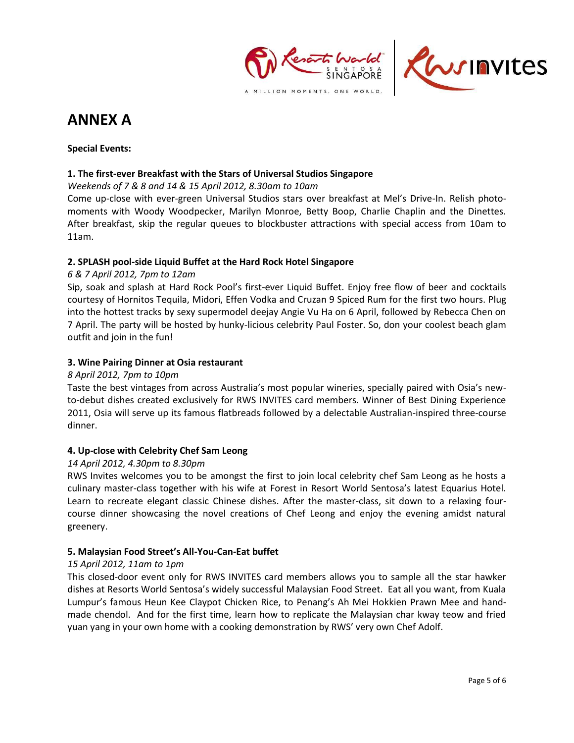# ANNEX A

**Special Events:**

**1. The first-ever Breakfast with the Stars of Universal Studios Singapore**

*Weekends of 7 & 8 and 14 & 15 April 2012, 8.30am to 10am*

Come up-close with ever-green Universal Studios stars over breakfast at Mel's Drive-In. Relish photo-moments with Woody Woodpecker, Marilyn Monroe, Betty Boop, Charlie Chaplin and the Dinettes. After breakfast, skip the regular queues to blockbuster attractions with special access from 10am to 11am.

**2. SPLASH pool-side Liquid Buffet at the Hard Rock Hotel Singapore**

*6 & 7 April 2012, 7pm to 12am*

Sip, soak and splash at Hard Rock Pool's first-ever Liquid Buffet. Enjoy free flow of beer and cocktails courtesy of Hornitos Tequila, Midori, Effen Vodka and Cruzan 9 Spiced Rum for the first two hours. Plug into the hottest tracks by sexy supermodel deejay Angie Vu Ha on 6 April, followed by Rebecca Chen on 7 April. The party will be hosted by hunky-licious celebrity Paul Foster. So, don your coolest beach glam outfit and join in the fun!

**3. Wine Pairing Dinner at Osia restaurant**

*8 April 2012, 7pm to 10pm*

Taste the best vintages from across Australia's most popular wineries, specially paired with Osia's new-to-debut dishes created exclusively for RWS INVITES card members. Winner of Best Dining Experience 2011, Osia will serve up its famous flatbreads followed by a delectable Australian-inspired three-course dinner.

**4. Up-close with Celebrity Chef Sam Leong**

*14 April 2012, 4.30pm to 8.30pm*

RWS Invites welcomes you to be amongst the first to join local celebrity chef Sam Leong as he hosts a culinary master-class together with his wife at Forest in Resort World Sentosa's latest Equarius Hotel. Learn to recreate elegant classic Chinese dishes. After the master-class, sit down to a relaxing four-course dinner showcasing the novel creations of Chef Leong and enjoy the evening amidst natural greenery.

**5. Malaysian Food Street's All-You-Can-Eat buffet**

*15 April 2012, 11am to 1pm*

This closed-door event only for RWS INVITES card members allows you to sample all the star hawker dishes at Resorts World Sentosa's widely successful Malaysian Food Street. Eat all you want, from Kuala Lumpur's famous Heun Kee Claypot Chicken Rice, to Penang's Ah Mei Hokkien Prawn Mee and hand-made chendol. And for the first time, learn how to replicate the Malaysian char kway teow and fried yuan yang in your own home with a cooking demonstration by RWS' very own Chef Adolf.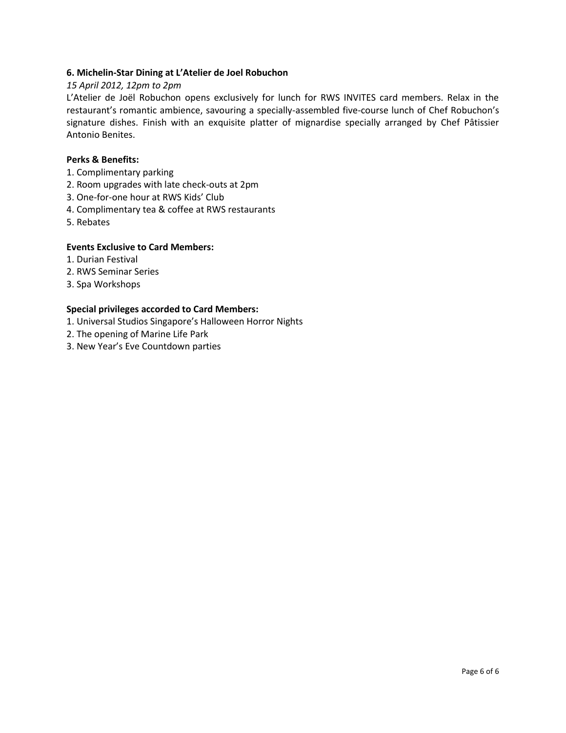**6. Michelin-Star Dining at L'Atelier de Joel Robuchon**

*15 April 2012, 12pm to 2pm*

L'Atelier de Joël Robuchon opens exclusively for lunch for RWS INVITES card members. Relax in the restaurant's romantic ambience, savouring a specially-assembled five-course lunch of Chef Robuchon's signature dishes. Finish with an exquisite platter of mignardise specially arranged by Chef Pâtissier Antonio Benites.

**Perks & Benefits:**

1. Complimentary parking
2. Room upgrades with late check-outs at 2pm
3. One-for-one hour at RWS Kids' Club
4. Complimentary tea & coffee at RWS restaurants
5. Rebates

**Events Exclusive to Card Members:**

1. Durian Festival
2. RWS Seminar Series
3. Spa Workshops

**Special privileges accorded to Card Members:**

1. Universal Studios Singapore's Halloween Horror Nights
2. The opening of Marine Life Park
3. New Year's Eve Countdown parties